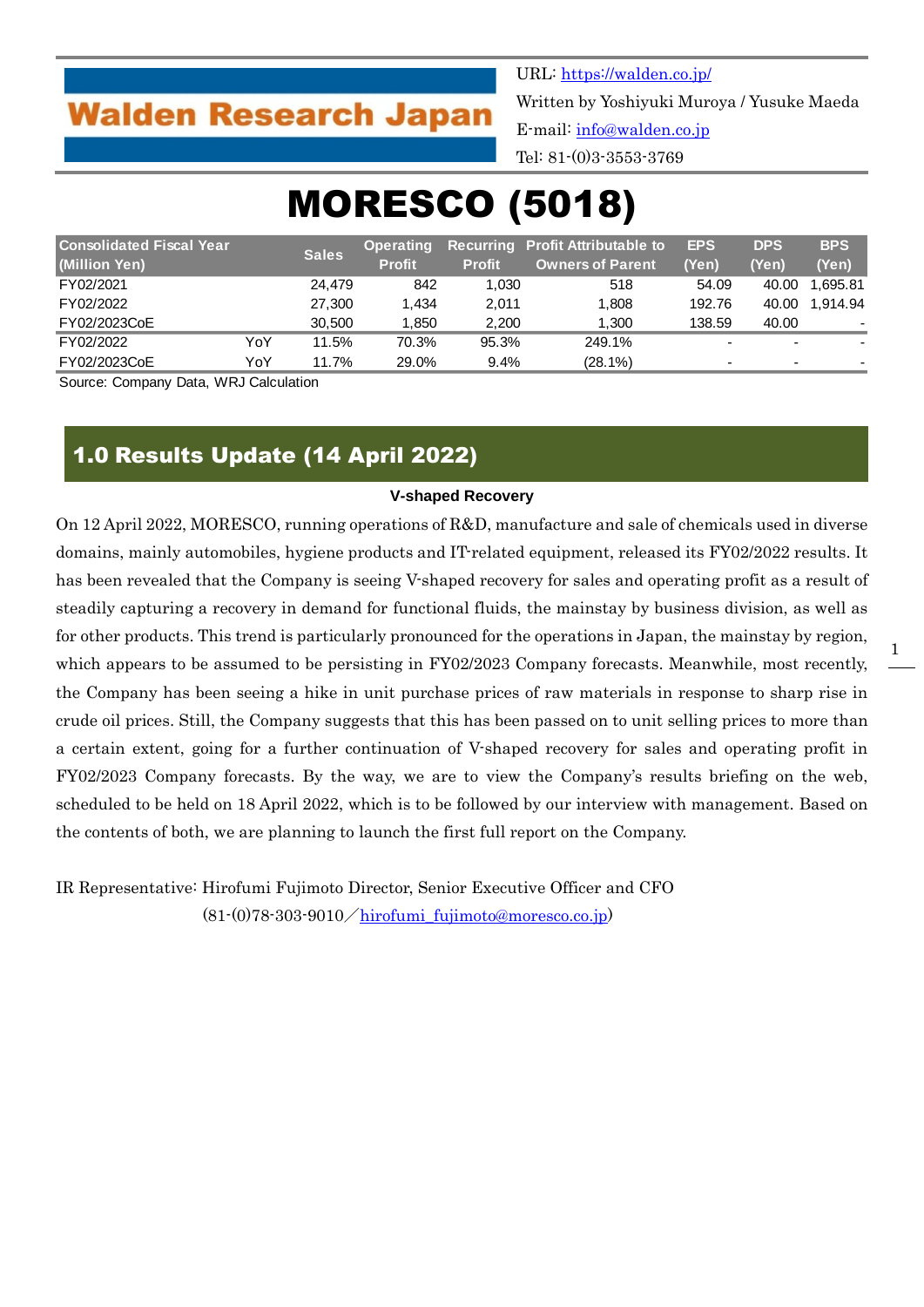Walden Research Japan

URL: https://walden.co.jp/
Written by Yoshiyuki Muroya / Yusuke Maeda
E-mail: info@walden.co.jp
Tel: 81-(0)3-3553-3769

# MORESCO (5018)

| Consolidated Fiscal Year (Million Yen) | | Sales | Operating Profit | Recurring Profit | Profit Attributable to Owners of Parent | EPS (Yen) | DPS (Yen) | BPS (Yen) |
|---|---|---|---|---|---|---|---|---|
| FY02/2021 | | 24,479 | 842 | 1,030 | 518 | 54.09 | 40.00 | 1,695.81 |
| FY02/2022 | | 27,300 | 1,434 | 2,011 | 1,808 | 192.76 | 40.00 | 1,914.94 |
| FY02/2023CoE | | 30,500 | 1,850 | 2,200 | 1,300 | 138.59 | 40.00 | - |
| FY02/2022 | YoY | 11.5% | 70.3% | 95.3% | 249.1% | - | - | - |
| FY02/2023CoE | YoY | 11.7% | 29.0% | 9.4% | (28.1%) | - | - | - |

Source: Company Data, WRJ Calculation

## 1.0 Results Update (14 April 2022)

**V-shaped Recovery**

On 12 April 2022, MORESCO, running operations of R&D, manufacture and sale of chemicals used in diverse domains, mainly automobiles, hygiene products and IT-related equipment, released its FY02/2022 results. It has been revealed that the Company is seeing V-shaped recovery for sales and operating profit as a result of steadily capturing a recovery in demand for functional fluids, the mainstay by business division, as well as for other products. This trend is particularly pronounced for the operations in Japan, the mainstay by region, which appears to be assumed to be persisting in FY02/2023 Company forecasts. Meanwhile, most recently, the Company has been seeing a hike in unit purchase prices of raw materials in response to sharp rise in crude oil prices. Still, the Company suggests that this has been passed on to unit selling prices to more than a certain extent, going for a further continuation of V-shaped recovery for sales and operating profit in FY02/2023 Company forecasts. By the way, we are to view the Company's results briefing on the web, scheduled to be held on 18 April 2022, which is to be followed by our interview with management. Based on the contents of both, we are planning to launch the first full report on the Company.

IR Representative: Hirofumi Fujimoto Director, Senior Executive Officer and CFO
(81-(0)78-303-9010／hirofumi_fujimoto@moresco.co.jp)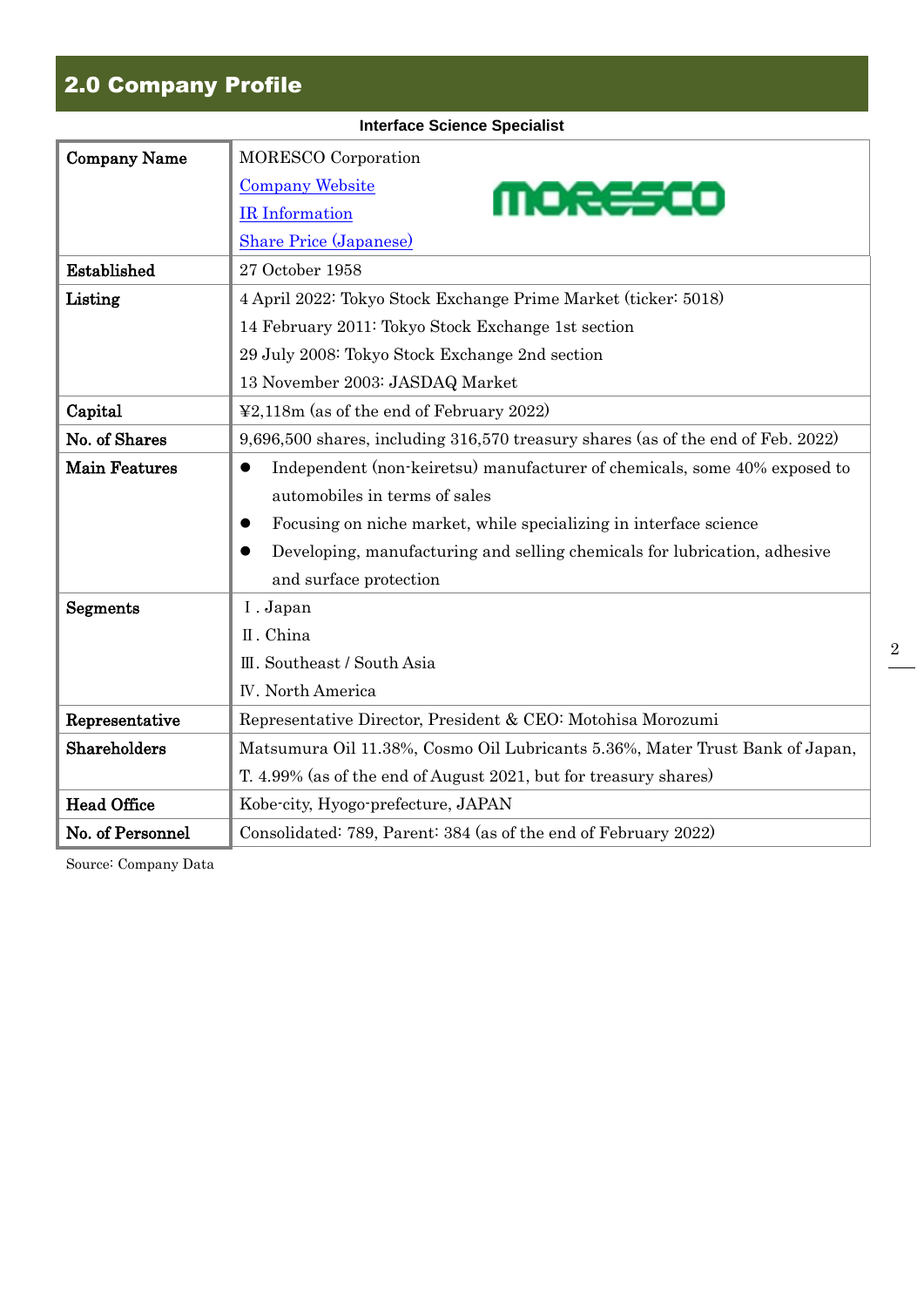## 2.0 Company Profile

**Interface Science Specialist**

| | |
|---|---|
| **Company Name** | MORESCO Corporation<br>Company Website<br>IR Information<br>Share Price (Japanese) |
| **Established** | 27 October 1958 |
| **Listing** | 4 April 2022: Tokyo Stock Exchange Prime Market (ticker: 5018)<br>14 February 2011: Tokyo Stock Exchange 1st section<br>29 July 2008: Tokyo Stock Exchange 2nd section<br>13 November 2003: JASDAQ Market |
| **Capital** | ¥2,118m (as of the end of February 2022) |
| **No. of Shares** | 9,696,500 shares, including 316,570 treasury shares (as of the end of Feb. 2022) |
| **Main Features** | ● Independent (non-keiretsu) manufacturer of chemicals, some 40% exposed to automobiles in terms of sales<br>● Focusing on niche market, while specializing in interface science<br>● Developing, manufacturing and selling chemicals for lubrication, adhesive and surface protection |
| **Segments** | Ⅰ. Japan<br>Ⅱ. China<br>Ⅲ. Southeast / South Asia<br>Ⅳ. North America |
| **Representative** | Representative Director, President & CEO: Motohisa Morozumi |
| **Shareholders** | Matsumura Oil 11.38%, Cosmo Oil Lubricants 5.36%, Mater Trust Bank of Japan, T. 4.99% (as of the end of August 2021, but for treasury shares) |
| **Head Office** | Kobe-city, Hyogo-prefecture, JAPAN |
| **No. of Personnel** | Consolidated: 789, Parent: 384 (as of the end of February 2022) |

Source: Company Data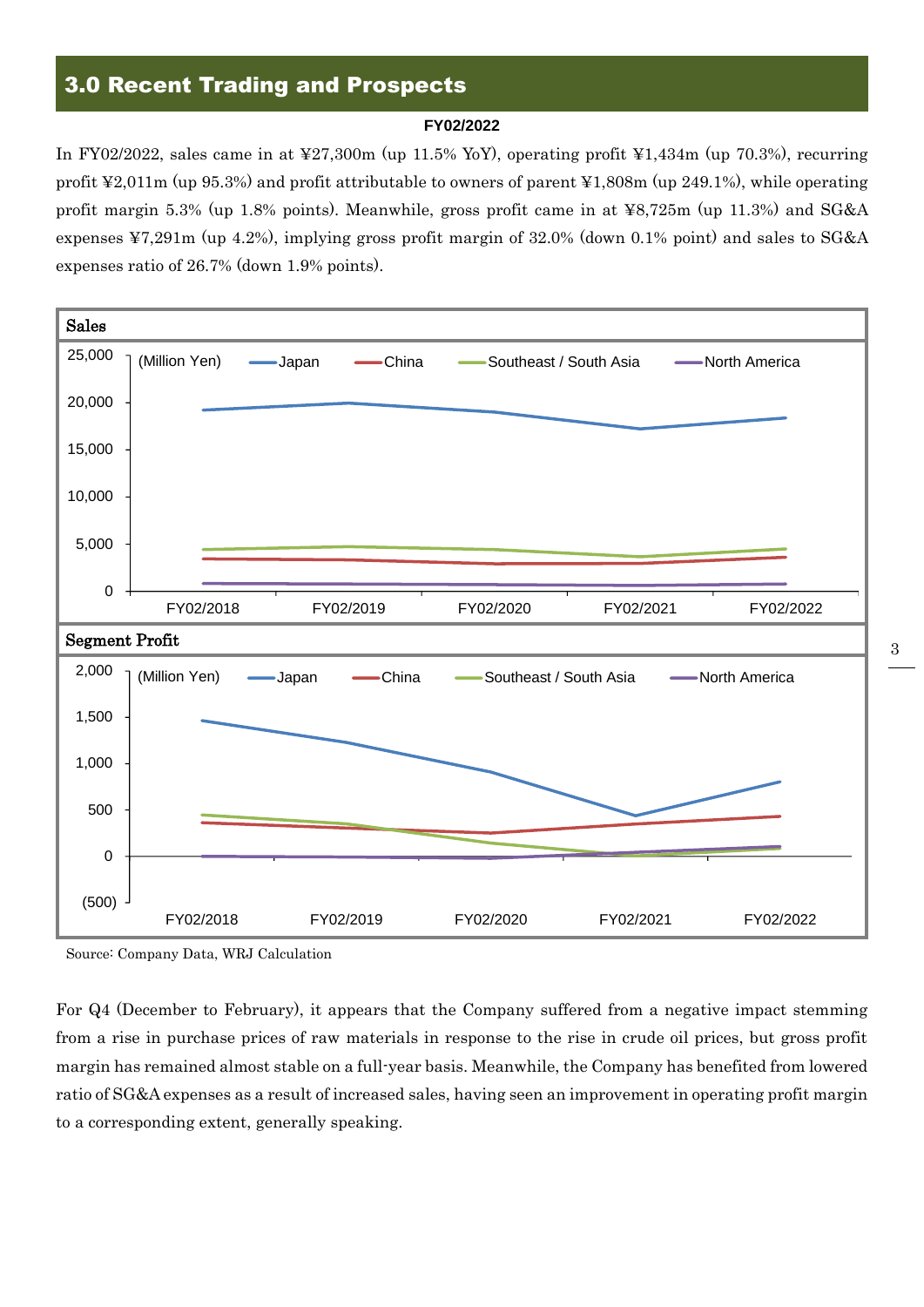## 3.0 Recent Trading and Prospects

**FY02/2022**

In FY02/2022, sales came in at ¥27,300m (up 11.5% YoY), operating profit ¥1,434m (up 70.3%), recurring profit ¥2,011m (up 95.3%) and profit attributable to owners of parent ¥1,808m (up 249.1%), while operating profit margin 5.3% (up 1.8% points). Meanwhile, gross profit came in at ¥8,725m (up 11.3%) and SG&A expenses ¥7,291m (up 4.2%), implying gross profit margin of 32.0% (down 0.1% point) and sales to SG&A expenses ratio of 26.7% (down 1.9% points).

**Sales**

(Million Yen) Japan, China, Southeast / South Asia, North America

FY02/2018, FY02/2019, FY02/2020, FY02/2021, FY02/2022

**Segment Profit**

(Million Yen) Japan, China, Southeast / South Asia, North America

FY02/2018, FY02/2019, FY02/2020, FY02/2021, FY02/2022

Source: Company Data, WRJ Calculation

For Q4 (December to February), it appears that the Company suffered from a negative impact stemming from a rise in purchase prices of raw materials in response to the rise in crude oil prices, but gross profit margin has remained almost stable on a full-year basis. Meanwhile, the Company has benefited from lowered ratio of SG&A expenses as a result of increased sales, having seen an improvement in operating profit margin to a corresponding extent, generally speaking.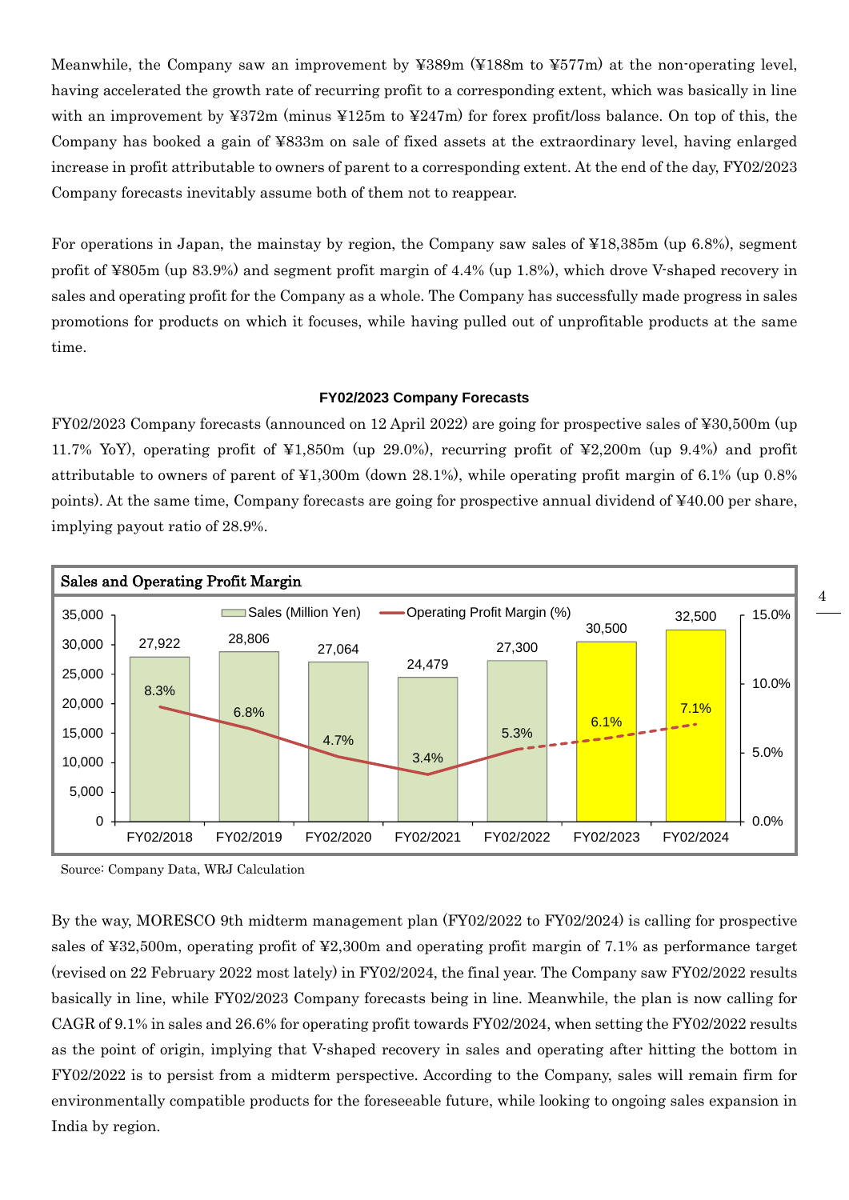Meanwhile, the Company saw an improvement by ¥389m (¥188m to ¥577m) at the non-operating level, having accelerated the growth rate of recurring profit to a corresponding extent, which was basically in line with an improvement by ¥372m (minus ¥125m to ¥247m) for forex profit/loss balance. On top of this, the Company has booked a gain of ¥833m on sale of fixed assets at the extraordinary level, having enlarged increase in profit attributable to owners of parent to a corresponding extent. At the end of the day, FY02/2023 Company forecasts inevitably assume both of them not to reappear.

For operations in Japan, the mainstay by region, the Company saw sales of ¥18,385m (up 6.8%), segment profit of ¥805m (up 83.9%) and segment profit margin of 4.4% (up 1.8%), which drove V-shaped recovery in sales and operating profit for the Company as a whole. The Company has successfully made progress in sales promotions for products on which it focuses, while having pulled out of unprofitable products at the same time.

**FY02/2023 Company Forecasts**

FY02/2023 Company forecasts (announced on 12 April 2022) are going for prospective sales of ¥30,500m (up 11.7% YoY), operating profit of ¥1,850m (up 29.0%), recurring profit of ¥2,200m (up 9.4%) and profit attributable to owners of parent of ¥1,300m (down 28.1%), while operating profit margin of 6.1% (up 0.8% points). At the same time, Company forecasts are going for prospective annual dividend of ¥40.00 per share, implying payout ratio of 28.9%.

**Sales and Operating Profit Margin**

| | FY02/2018 | FY02/2019 | FY02/2020 | FY02/2021 | FY02/2022 | FY02/2023 | FY02/2024 |
|---|---|---|---|---|---|---|---|
| Sales (Million Yen) | 27,922 | 28,806 | 27,064 | 24,479 | 27,300 | 30,500 | 32,500 |
| Operating Profit Margin (%) | 8.3% | 6.8% | 4.7% | 3.4% | 5.3% | 6.1% | 7.1% |

Source: Company Data, WRJ Calculation

By the way, MORESCO 9th midterm management plan (FY02/2022 to FY02/2024) is calling for prospective sales of ¥32,500m, operating profit of ¥2,300m and operating profit margin of 7.1% as performance target (revised on 22 February 2022 most lately) in FY02/2024, the final year. The Company saw FY02/2022 results basically in line, while FY02/2023 Company forecasts being in line. Meanwhile, the plan is now calling for CAGR of 9.1% in sales and 26.6% for operating profit towards FY02/2024, when setting the FY02/2022 results as the point of origin, implying that V-shaped recovery in sales and operating after hitting the bottom in FY02/2022 is to persist from a midterm perspective. According to the Company, sales will remain firm for environmentally compatible products for the foreseeable future, while looking to ongoing sales expansion in India by region.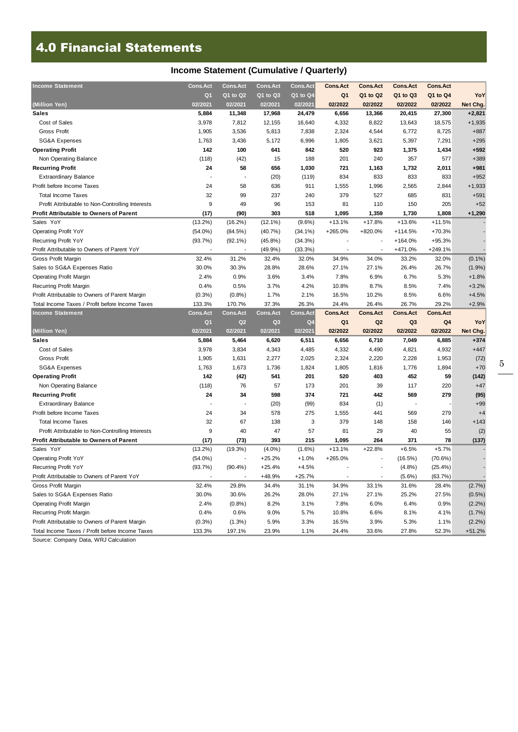# 4.0 Financial Statements

## Income Statement (Cumulative / Quarterly)

| Income Statement | Cons.Act | Cons.Act | Cons.Act | Cons.Act | Cons.Act | Cons.Act | Cons.Act | Cons.Act | |
|---|---|---|---|---|---|---|---|---|---|
| | Q1 | Q1 to Q2 | Q1 to Q3 | Q1 to Q4 | Q1 | Q1 to Q2 | Q1 to Q3 | Q1 to Q4 | YoY |
| (Million Yen) | 02/2021 | 02/2021 | 02/2021 | 02/2021 | 02/2022 | 02/2022 | 02/2022 | 02/2022 | Net Chg. |
| **Sales** | **5,884** | **11,348** | **17,968** | **24,479** | **6,656** | **13,366** | **20,415** | **27,300** | **+2,821** |
| Cost of Sales | 3,978 | 7,812 | 12,155 | 16,640 | 4,332 | 8,822 | 13,643 | 18,575 | +1,935 |
| Gross Profit | 1,905 | 3,536 | 5,813 | 7,838 | 2,324 | 4,544 | 6,772 | 8,725 | +887 |
| SG&A Expenses | 1,763 | 3,436 | 5,172 | 6,996 | 1,805 | 3,621 | 5,397 | 7,291 | +295 |
| **Operating Profit** | **142** | **100** | **641** | **842** | **520** | **923** | **1,375** | **1,434** | **+592** |
| Non Operating Balance | (118) | (42) | 15 | 188 | 201 | 240 | 357 | 577 | +389 |
| **Recurring Profit** | **24** | **58** | **656** | **1,030** | **721** | **1,163** | **1,732** | **2,011** | **+981** |
| Extraordinary Balance | - | - | (20) | (119) | 834 | 833 | 833 | 833 | +952 |
| Profit before Income Taxes | 24 | 58 | 636 | 911 | 1,555 | 1,996 | 2,565 | 2,844 | +1,933 |
| Total Income Taxes | 32 | 99 | 237 | 240 | 379 | 527 | 685 | 831 | +591 |
| Profit Attributable to Non-Controlling Interests | 9 | 49 | 96 | 153 | 81 | 110 | 150 | 205 | +52 |
| **Profit Attributable to Owners of Parent** | **(17)** | **(90)** | **303** | **518** | **1,095** | **1,359** | **1,730** | **1,808** | **+1,290** |
| Sales YoY | (13.2%) | (16.2%) | (12.1%) | (9.6%) | +13.1% | +17.8% | +13.6% | +11.5% | - |
| Operating Profit YoY | (54.0%) | (84.5%) | (40.7%) | (34.1%) | +265.0% | +820.0% | +114.5% | +70.3% | - |
| Recurring Profit YoY | (93.7%) | (92.1%) | (45.8%) | (34.3%) | - | - | +164.0% | +95.3% | - |
| Profit Attributable to Owners of Parent YoY | - | - | (49.9%) | (33.3%) | - | - | +471.0% | +249.1% | - |
| Gross Profit Margin | 32.4% | 31.2% | 32.4% | 32.0% | 34.9% | 34.0% | 33.2% | 32.0% | (0.1%) |
| Sales to SG&A Expenses Ratio | 30.0% | 30.3% | 28.8% | 28.6% | 27.1% | 27.1% | 26.4% | 26.7% | (1.9%) |
| Operating Profit Margin | 2.4% | 0.9% | 3.6% | 3.4% | 7.8% | 6.9% | 6.7% | 5.3% | +1.8% |
| Recurring Profit Margin | 0.4% | 0.5% | 3.7% | 4.2% | 10.8% | 8.7% | 8.5% | 7.4% | +3.2% |
| Profit Attributable to Owners of Parent Margin | (0.3%) | (0.8%) | 1.7% | 2.1% | 16.5% | 10.2% | 8.5% | 6.6% | +4.5% |
| Total Income Taxes / Profit before Income Taxes | 133.3% | 170.7% | 37.3% | 26.3% | 24.4% | 26.4% | 26.7% | 29.2% | +2.9% |

| Income Statement | Cons.Act | Cons.Act | Cons.Act | Cons.Act | Cons.Act | Cons.Act | Cons.Act | Cons.Act | |
|---|---|---|---|---|---|---|---|---|---|
| | Q1 | Q2 | Q3 | Q4 | Q1 | Q2 | Q3 | Q4 | YoY |
| (Million Yen) | 02/2021 | 02/2021 | 02/2021 | 02/2021 | 02/2022 | 02/2022 | 02/2022 | 02/2022 | Net Chg. |
| **Sales** | **5,884** | **5,464** | **6,620** | **6,511** | **6,656** | **6,710** | **7,049** | **6,885** | **+374** |
| Cost of Sales | 3,978 | 3,834 | 4,343 | 4,485 | 4,332 | 4,490 | 4,821 | 4,932 | +447 |
| Gross Profit | 1,905 | 1,631 | 2,277 | 2,025 | 2,324 | 2,220 | 2,228 | 1,953 | (72) |
| SG&A Expenses | 1,763 | 1,673 | 1,736 | 1,824 | 1,805 | 1,816 | 1,776 | 1,894 | +70 |
| **Operating Profit** | **142** | **(42)** | **541** | **201** | **520** | **403** | **452** | **59** | **(142)** |
| Non Operating Balance | (118) | 76 | 57 | 173 | 201 | 39 | 117 | 220 | +47 |
| **Recurring Profit** | **24** | **34** | **598** | **374** | **721** | **442** | **569** | **279** | **(95)** |
| Extraordinary Balance | - | - | (20) | (99) | 834 | (1) | - | - | +99 |
| Profit before Income Taxes | 24 | 34 | 578 | 275 | 1,555 | 441 | 569 | 279 | +4 |
| Total Income Taxes | 32 | 67 | 138 | 3 | 379 | 148 | 158 | 146 | +143 |
| Profit Attributable to Non-Controlling Interests | 9 | 40 | 47 | 57 | 81 | 29 | 40 | 55 | (2) |
| **Profit Attributable to Owners of Parent** | **(17)** | **(73)** | **393** | **215** | **1,095** | **264** | **371** | **78** | **(137)** |
| Sales YoY | (13.2%) | (19.3%) | (4.0%) | (1.6%) | +13.1% | +22.8% | +6.5% | +5.7% | - |
| Operating Profit YoY | (54.0%) | - | +25.2% | +1.0% | +265.0% | - | (16.5%) | (70.6%) | - |
| Recurring Profit YoY | (93.7%) | (90.4%) | +25.4% | +4.5% | - | - | (4.8%) | (25.4%) | - |
| Profit Attributable to Owners of Parent YoY | - | - | +48.9% | +25.7% | - | - | (5.6%) | (63.7%) | - |
| Gross Profit Margin | 32.4% | 29.8% | 34.4% | 31.1% | 34.9% | 33.1% | 31.6% | 28.4% | (2.7%) |
| Sales to SG&A Expenses Ratio | 30.0% | 30.6% | 26.2% | 28.0% | 27.1% | 27.1% | 25.2% | 27.5% | (0.5%) |
| Operating Profit Margin | 2.4% | (0.8%) | 8.2% | 3.1% | 7.8% | 6.0% | 6.4% | 0.9% | (2.2%) |
| Recurring Profit Margin | 0.4% | 0.6% | 9.0% | 5.7% | 10.8% | 6.6% | 8.1% | 4.1% | (1.7%) |
| Profit Attributable to Owners of Parent Margin | (0.3%) | (1.3%) | 5.9% | 3.3% | 16.5% | 3.9% | 5.3% | 1.1% | (2.2%) |
| Total Income Taxes / Profit before Income Taxes | 133.3% | 197.1% | 23.9% | 1.1% | 24.4% | 33.6% | 27.8% | 52.3% | +51.2% |

Source: Company Data, WRJ Calculation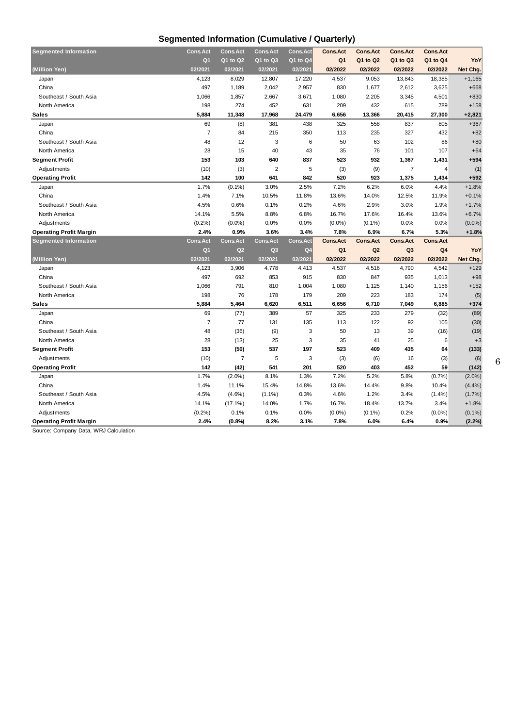## Segmented Information (Cumulative / Quarterly)

| Segmented Information | Cons.Act | Cons.Act | Cons.Act | Cons.Act | Cons.Act | Cons.Act | Cons.Act | Cons.Act | |
|---|---|---|---|---|---|---|---|---|---|
| | Q1 | Q1 to Q2 | Q1 to Q3 | Q1 to Q4 | Q1 | Q1 to Q2 | Q1 to Q3 | Q1 to Q4 | YoY |
| (Million Yen) | 02/2021 | 02/2021 | 02/2021 | 02/2021 | 02/2022 | 02/2022 | 02/2022 | 02/2022 | Net Chg. |
| Japan | 4,123 | 8,029 | 12,807 | 17,220 | 4,537 | 9,053 | 13,843 | 18,385 | +1,165 |
| China | 497 | 1,189 | 2,042 | 2,957 | 830 | 1,677 | 2,612 | 3,625 | +668 |
| Southeast / South Asia | 1,066 | 1,857 | 2,667 | 3,671 | 1,080 | 2,205 | 3,345 | 4,501 | +830 |
| North America | 198 | 274 | 452 | 631 | 209 | 432 | 615 | 789 | +158 |
| **Sales** | **5,884** | **11,348** | **17,968** | **24,479** | **6,656** | **13,366** | **20,415** | **27,300** | **+2,821** |
| Japan | 69 | (8) | 381 | 438 | 325 | 558 | 837 | 805 | +367 |
| China | 7 | 84 | 215 | 350 | 113 | 235 | 327 | 432 | +82 |
| Southeast / South Asia | 48 | 12 | 3 | 6 | 50 | 63 | 102 | 86 | +80 |
| North America | 28 | 15 | 40 | 43 | 35 | 76 | 101 | 107 | +64 |
| **Segment Profit** | **153** | **103** | **640** | **837** | **523** | **932** | **1,367** | **1,431** | **+594** |
| Adjustments | (10) | (3) | 2 | 5 | (3) | (9) | 7 | 4 | (1) |
| **Operating Profit** | **142** | **100** | **641** | **842** | **520** | **923** | **1,375** | **1,434** | **+592** |
| Japan | 1.7% | (0.1%) | 3.0% | 2.5% | 7.2% | 6.2% | 6.0% | 4.4% | +1.8% |
| China | 1.4% | 7.1% | 10.5% | 11.8% | 13.6% | 14.0% | 12.5% | 11.9% | +0.1% |
| Southeast / South Asia | 4.5% | 0.6% | 0.1% | 0.2% | 4.6% | 2.9% | 3.0% | 1.9% | +1.7% |
| North America | 14.1% | 5.5% | 8.8% | 6.8% | 16.7% | 17.6% | 16.4% | 13.6% | +6.7% |
| Adjustments | (0.2%) | (0.0%) | 0.0% | 0.0% | (0.0%) | (0.1%) | 0.0% | 0.0% | (0.0%) |
| **Operating Profit Margin** | **2.4%** | **0.9%** | **3.6%** | **3.4%** | **7.8%** | **6.9%** | **6.7%** | **5.3%** | **+1.8%** |

| Segmented Information | Cons.Act | Cons.Act | Cons.Act | Cons.Act | Cons.Act | Cons.Act | Cons.Act | Cons.Act | |
|---|---|---|---|---|---|---|---|---|---|
| | Q1 | Q2 | Q3 | Q4 | Q1 | Q2 | Q3 | Q4 | YoY |
| (Million Yen) | 02/2021 | 02/2021 | 02/2021 | 02/2021 | 02/2022 | 02/2022 | 02/2022 | 02/2022 | Net Chg. |
| Japan | 4,123 | 3,906 | 4,778 | 4,413 | 4,537 | 4,516 | 4,790 | 4,542 | +129 |
| China | 497 | 692 | 853 | 915 | 830 | 847 | 935 | 1,013 | +98 |
| Southeast / South Asia | 1,066 | 791 | 810 | 1,004 | 1,080 | 1,125 | 1,140 | 1,156 | +152 |
| North America | 198 | 76 | 178 | 179 | 209 | 223 | 183 | 174 | (5) |
| **Sales** | **5,884** | **5,464** | **6,620** | **6,511** | **6,656** | **6,710** | **7,049** | **6,885** | **+374** |
| Japan | 69 | (77) | 389 | 57 | 325 | 233 | 279 | (32) | (89) |
| China | 7 | 77 | 131 | 135 | 113 | 122 | 92 | 105 | (30) |
| Southeast / South Asia | 48 | (36) | (9) | 3 | 50 | 13 | 39 | (16) | (19) |
| North America | 28 | (13) | 25 | 3 | 35 | 41 | 25 | 6 | +3 |
| **Segment Profit** | **153** | **(50)** | **537** | **197** | **523** | **409** | **435** | **64** | **(133)** |
| Adjustments | (10) | 7 | 5 | 3 | (3) | (6) | 16 | (3) | (6) |
| **Operating Profit** | **142** | **(42)** | **541** | **201** | **520** | **403** | **452** | **59** | **(142)** |
| Japan | 1.7% | (2.0%) | 8.1% | 1.3% | 7.2% | 5.2% | 5.8% | (0.7%) | (2.0%) |
| China | 1.4% | 11.1% | 15.4% | 14.8% | 13.6% | 14.4% | 9.8% | 10.4% | (4.4%) |
| Southeast / South Asia | 4.5% | (4.6%) | (1.1%) | 0.3% | 4.6% | 1.2% | 3.4% | (1.4%) | (1.7%) |
| North America | 14.1% | (17.1%) | 14.0% | 1.7% | 16.7% | 18.4% | 13.7% | 3.4% | +1.8% |
| Adjustments | (0.2%) | 0.1% | 0.1% | 0.0% | (0.0%) | (0.1%) | 0.2% | (0.0%) | (0.1%) |
| **Operating Profit Margin** | **2.4%** | **(0.8%)** | **8.2%** | **3.1%** | **7.8%** | **6.0%** | **6.4%** | **0.9%** | **(2.2%)** |

Source: Company Data, WRJ Calculation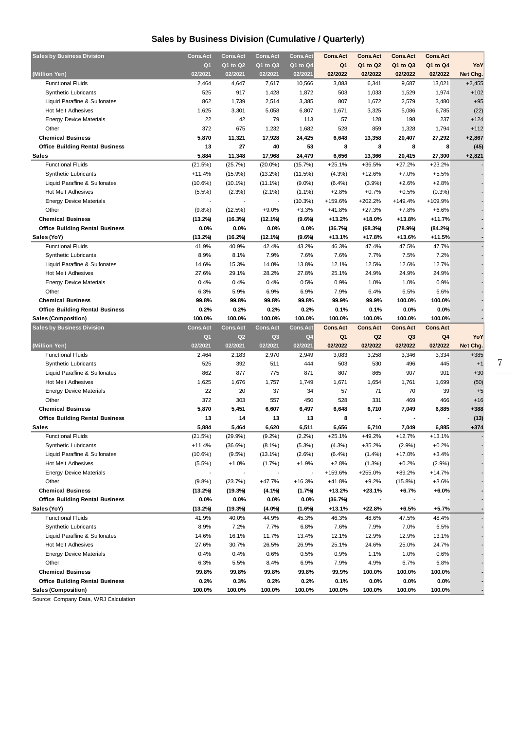## Sales by Business Division (Cumulative / Quarterly)

| Sales by Business Division | Cons.Act | Cons.Act | Cons.Act | Cons.Act | Cons.Act | Cons.Act | Cons.Act | Cons.Act | |
|---|---|---|---|---|---|---|---|---|---|
| | Q1 | Q1 to Q2 | Q1 to Q3 | Q1 to Q4 | Q1 | Q1 to Q2 | Q1 to Q3 | Q1 to Q4 | YoY |
| (Million Yen) | 02/2021 | 02/2021 | 02/2021 | 02/2021 | 02/2022 | 02/2022 | 02/2022 | 02/2022 | Net Chg. |
| Functional Fluids | 2,464 | 4,647 | 7,617 | 10,566 | 3,083 | 6,341 | 9,687 | 13,021 | +2,455 |
| Synthetic Lubricants | 525 | 917 | 1,428 | 1,872 | 503 | 1,033 | 1,529 | 1,974 | +102 |
| Liquid Paraffine & Sulfonates | 862 | 1,739 | 2,514 | 3,385 | 807 | 1,672 | 2,579 | 3,480 | +95 |
| Hot Melt Adhesives | 1,625 | 3,301 | 5,058 | 6,807 | 1,671 | 3,325 | 5,086 | 6,785 | (22) |
| Energy Device Materials | 22 | 42 | 79 | 113 | 57 | 128 | 198 | 237 | +124 |
| Other | 372 | 675 | 1,232 | 1,682 | 528 | 859 | 1,328 | 1,794 | +112 |
| **Chemical Business** | **5,870** | **11,321** | **17,928** | **24,425** | **6,648** | **13,358** | **20,407** | **27,292** | **+2,867** |
| **Office Building Rental Business** | **13** | **27** | **40** | **53** | **8** | **8** | **8** | **8** | **(45)** |
| **Sales** | **5,884** | **11,348** | **17,968** | **24,479** | **6,656** | **13,366** | **20,415** | **27,300** | **+2,821** |
| Functional Fluids | (21.5%) | (25.7%) | (20.0%) | (15.7%) | +25.1% | +36.5% | +27.2% | +23.2% | - |
| Synthetic Lubricants | +11.4% | (15.9%) | (13.2%) | (11.5%) | (4.3%) | +12.6% | +7.0% | +5.5% | - |
| Liquid Paraffine & Sulfonates | (10.6%) | (10.1%) | (11.1%) | (9.0%) | (6.4%) | (3.9%) | +2.6% | +2.8% | - |
| Hot Melt Adhesives | (5.5%) | (2.3%) | (2.1%) | (1.1%) | +2.8% | +0.7% | +0.5% | (0.3%) | - |
| Energy Device Materials | - | - | - | (10.3%) | +159.6% | +202.2% | +149.4% | +109.9% | - |
| Other | (9.8%) | (12.5%) | +9.0% | +3.3% | +41.8% | +27.3% | +7.8% | +6.6% | - |
| **Chemical Business** | **(13.2%)** | **(16.3%)** | **(12.1%)** | **(9.6%)** | **+13.2%** | **+18.0%** | **+13.8%** | **+11.7%** | **-** |
| **Office Building Rental Business** | **0.0%** | **0.0%** | **0.0%** | **0.0%** | **(36.7%)** | **(68.3%)** | **(78.9%)** | **(84.2%)** | **-** |
| **Sales (YoY)** | **(13.2%)** | **(16.2%)** | **(12.1%)** | **(9.6%)** | **+13.1%** | **+17.8%** | **+13.6%** | **+11.5%** | **-** |
| Functional Fluids | 41.9% | 40.9% | 42.4% | 43.2% | 46.3% | 47.4% | 47.5% | 47.7% | - |
| Synthetic Lubricants | 8.9% | 8.1% | 7.9% | 7.6% | 7.6% | 7.7% | 7.5% | 7.2% | - |
| Liquid Paraffine & Sulfonates | 14.6% | 15.3% | 14.0% | 13.8% | 12.1% | 12.5% | 12.6% | 12.7% | - |
| Hot Melt Adhesives | 27.6% | 29.1% | 28.2% | 27.8% | 25.1% | 24.9% | 24.9% | 24.9% | - |
| Energy Device Materials | 0.4% | 0.4% | 0.4% | 0.5% | 0.9% | 1.0% | 1.0% | 0.9% | - |
| Other | 6.3% | 5.9% | 6.9% | 6.9% | 7.9% | 6.4% | 6.5% | 6.6% | - |
| **Chemical Business** | **99.8%** | **99.8%** | **99.8%** | **99.8%** | **99.9%** | **99.9%** | **100.0%** | **100.0%** | **-** |
| **Office Building Rental Business** | **0.2%** | **0.2%** | **0.2%** | **0.2%** | **0.1%** | **0.1%** | **0.0%** | **0.0%** | **-** |
| **Sales (Composition)** | **100.0%** | **100.0%** | **100.0%** | **100.0%** | **100.0%** | **100.0%** | **100.0%** | **100.0%** | **-** |

| Sales by Business Division | Cons.Act | Cons.Act | Cons.Act | Cons.Act | Cons.Act | Cons.Act | Cons.Act | Cons.Act | |
|---|---|---|---|---|---|---|---|---|---|
| | Q1 | Q2 | Q3 | Q4 | Q1 | Q2 | Q3 | Q4 | YoY |
| (Million Yen) | 02/2021 | 02/2021 | 02/2021 | 02/2021 | 02/2022 | 02/2022 | 02/2022 | 02/2022 | Net Chg. |
| Functional Fluids | 2,464 | 2,183 | 2,970 | 2,949 | 3,083 | 3,258 | 3,346 | 3,334 | +385 |
| Synthetic Lubricants | 525 | 392 | 511 | 444 | 503 | 530 | 496 | 445 | +1 |
| Liquid Paraffine & Sulfonates | 862 | 877 | 775 | 871 | 807 | 865 | 907 | 901 | +30 |
| Hot Melt Adhesives | 1,625 | 1,676 | 1,757 | 1,749 | 1,671 | 1,654 | 1,761 | 1,699 | (50) |
| Energy Device Materials | 22 | 20 | 37 | 34 | 57 | 71 | 70 | 39 | +5 |
| Other | 372 | 303 | 557 | 450 | 528 | 331 | 469 | 466 | +16 |
| **Chemical Business** | **5,870** | **5,451** | **6,607** | **6,497** | **6,648** | **6,710** | **7,049** | **6,885** | **+388** |
| **Office Building Rental Business** | **13** | **14** | **13** | **13** | **8** | **-** | **-** | **-** | **(13)** |
| **Sales** | **5,884** | **5,464** | **6,620** | **6,511** | **6,656** | **6,710** | **7,049** | **6,885** | **+374** |
| Functional Fluids | (21.5%) | (29.9%) | (9.2%) | (2.2%) | +25.1% | +49.2% | +12.7% | +13.1% | - |
| Synthetic Lubricants | +11.4% | (36.6%) | (8.1%) | (5.3%) | (4.3%) | +35.2% | (2.9%) | +0.2% | - |
| Liquid Paraffine & Sulfonates | (10.6%) | (9.5%) | (13.1%) | (2.6%) | (6.4%) | (1.4%) | +17.0% | +3.4% | - |
| Hot Melt Adhesives | (5.5%) | +1.0% | (1.7%) | +1.9% | +2.8% | (1.3%) | +0.2% | (2.9%) | - |
| Energy Device Materials | - | - | - | - | +159.6% | +255.0% | +89.2% | +14.7% | - |
| Other | (9.8%) | (23.7%) | +47.7% | +16.3% | +41.8% | +9.2% | (15.8%) | +3.6% | - |
| **Chemical Business** | **(13.2%)** | **(19.3%)** | **(4.1%)** | **(1.7%)** | **+13.2%** | **+23.1%** | **+6.7%** | **+6.0%** | **-** |
| **Office Building Rental Business** | **0.0%** | **0.0%** | **0.0%** | **0.0%** | **(36.7%)** | **-** | **-** | **-** | **-** |
| **Sales (YoY)** | **(13.2%)** | **(19.3%)** | **(4.0%)** | **(1.6%)** | **+13.1%** | **+22.8%** | **+6.5%** | **+5.7%** | **-** |
| Functional Fluids | 41.9% | 40.0% | 44.9% | 45.3% | 46.3% | 48.6% | 47.5% | 48.4% | - |
| Synthetic Lubricants | 8.9% | 7.2% | 7.7% | 6.8% | 7.6% | 7.9% | 7.0% | 6.5% | - |
| Liquid Paraffine & Sulfonates | 14.6% | 16.1% | 11.7% | 13.4% | 12.1% | 12.9% | 12.9% | 13.1% | - |
| Hot Melt Adhesives | 27.6% | 30.7% | 26.5% | 26.9% | 25.1% | 24.6% | 25.0% | 24.7% | - |
| Energy Device Materials | 0.4% | 0.4% | 0.6% | 0.5% | 0.9% | 1.1% | 1.0% | 0.6% | - |
| Other | 6.3% | 5.5% | 8.4% | 6.9% | 7.9% | 4.9% | 6.7% | 6.8% | - |
| **Chemical Business** | **99.8%** | **99.8%** | **99.8%** | **99.8%** | **99.9%** | **100.0%** | **100.0%** | **100.0%** | **-** |
| **Office Building Rental Business** | **0.2%** | **0.3%** | **0.2%** | **0.2%** | **0.1%** | **0.0%** | **0.0%** | **0.0%** | **-** |
| **Sales (Composition)** | **100.0%** | **100.0%** | **100.0%** | **100.0%** | **100.0%** | **100.0%** | **100.0%** | **100.0%** | **-** |

Source: Company Data, WRJ Calculation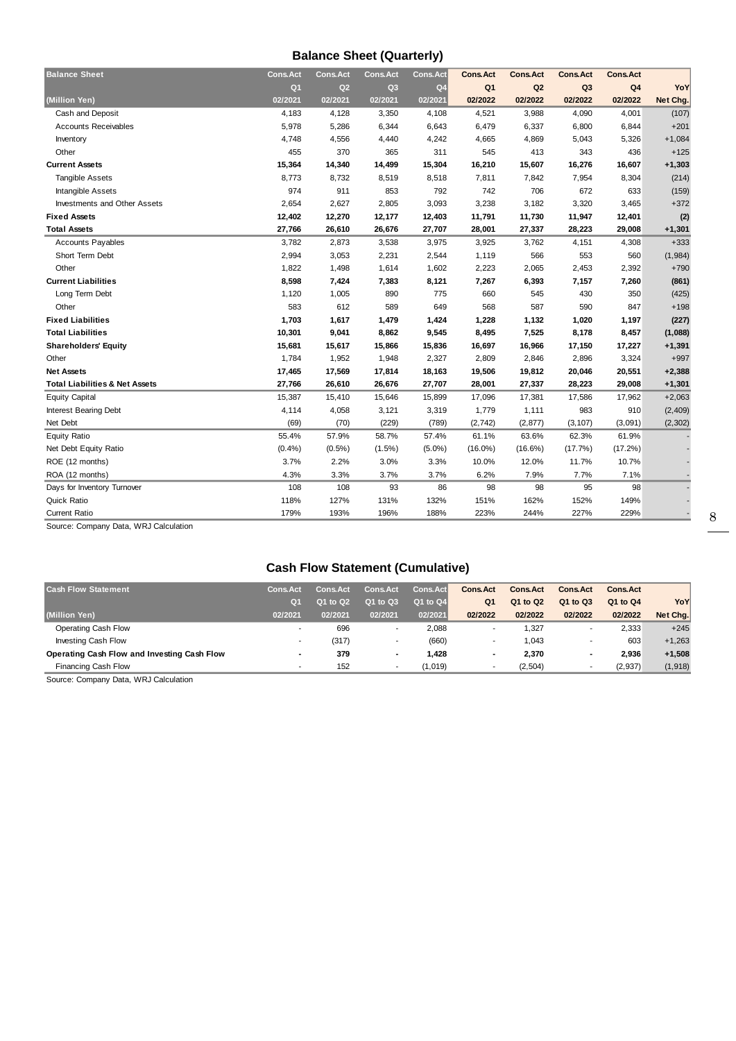## Balance Sheet (Quarterly)

| Balance Sheet | Cons.Act | Cons.Act | Cons.Act | Cons.Act | Cons.Act | Cons.Act | Cons.Act | Cons.Act | |
|---|---|---|---|---|---|---|---|---|---|
| | Q1 | Q2 | Q3 | Q4 | Q1 | Q2 | Q3 | Q4 | YoY |
| (Million Yen) | 02/2021 | 02/2021 | 02/2021 | 02/2021 | 02/2022 | 02/2022 | 02/2022 | 02/2022 | Net Chg. |
| Cash and Deposit | 4,183 | 4,128 | 3,350 | 4,108 | 4,521 | 3,988 | 4,090 | 4,001 | (107) |
| Accounts Receivables | 5,978 | 5,286 | 6,344 | 6,643 | 6,479 | 6,337 | 6,800 | 6,844 | +201 |
| Inventory | 4,748 | 4,556 | 4,440 | 4,242 | 4,665 | 4,869 | 5,043 | 5,326 | +1,084 |
| Other | 455 | 370 | 365 | 311 | 545 | 413 | 343 | 436 | +125 |
| **Current Assets** | **15,364** | **14,340** | **14,499** | **15,304** | **16,210** | **15,607** | **16,276** | **16,607** | **+1,303** |
| Tangible Assets | 8,773 | 8,732 | 8,519 | 8,518 | 7,811 | 7,842 | 7,954 | 8,304 | (214) |
| Intangible Assets | 974 | 911 | 853 | 792 | 742 | 706 | 672 | 633 | (159) |
| Investments and Other Assets | 2,654 | 2,627 | 2,805 | 3,093 | 3,238 | 3,182 | 3,320 | 3,465 | +372 |
| **Fixed Assets** | **12,402** | **12,270** | **12,177** | **12,403** | **11,791** | **11,730** | **11,947** | **12,401** | **(2)** |
| **Total Assets** | **27,766** | **26,610** | **26,676** | **27,707** | **28,001** | **27,337** | **28,223** | **29,008** | **+1,301** |
| Accounts Payables | 3,782 | 2,873 | 3,538 | 3,975 | 3,925 | 3,762 | 4,151 | 4,308 | +333 |
| Short Term Debt | 2,994 | 3,053 | 2,231 | 2,544 | 1,119 | 566 | 553 | 560 | (1,984) |
| Other | 1,822 | 1,498 | 1,614 | 1,602 | 2,223 | 2,065 | 2,453 | 2,392 | +790 |
| **Current Liabilities** | **8,598** | **7,424** | **7,383** | **8,121** | **7,267** | **6,393** | **7,157** | **7,260** | **(861)** |
| Long Term Debt | 1,120 | 1,005 | 890 | 775 | 660 | 545 | 430 | 350 | (425) |
| Other | 583 | 612 | 589 | 649 | 568 | 587 | 590 | 847 | +198 |
| **Fixed Liabilities** | **1,703** | **1,617** | **1,479** | **1,424** | **1,228** | **1,132** | **1,020** | **1,197** | **(227)** |
| **Total Liabilities** | **10,301** | **9,041** | **8,862** | **9,545** | **8,495** | **7,525** | **8,178** | **8,457** | **(1,088)** |
| **Shareholders' Equity** | **15,681** | **15,617** | **15,866** | **15,836** | **16,697** | **16,966** | **17,150** | **17,227** | **+1,391** |
| Other | 1,784 | 1,952 | 1,948 | 2,327 | 2,809 | 2,846 | 2,896 | 3,324 | +997 |
| **Net Assets** | **17,465** | **17,569** | **17,814** | **18,163** | **19,506** | **19,812** | **20,046** | **20,551** | **+2,388** |
| **Total Liabilities & Net Assets** | **27,766** | **26,610** | **26,676** | **27,707** | **28,001** | **27,337** | **28,223** | **29,008** | **+1,301** |
| Equity Capital | 15,387 | 15,410 | 15,646 | 15,899 | 17,096 | 17,381 | 17,586 | 17,962 | +2,063 |
| Interest Bearing Debt | 4,114 | 4,058 | 3,121 | 3,319 | 1,779 | 1,111 | 983 | 910 | (2,409) |
| Net Debt | (69) | (70) | (229) | (789) | (2,742) | (2,877) | (3,107) | (3,091) | (2,302) |
| Equity Ratio | 55.4% | 57.9% | 58.7% | 57.4% | 61.1% | 63.6% | 62.3% | 61.9% | - |
| Net Debt Equity Ratio | (0.4%) | (0.5%) | (1.5%) | (5.0%) | (16.0%) | (16.6%) | (17.7%) | (17.2%) | - |
| ROE (12 months) | 3.7% | 2.2% | 3.0% | 3.3% | 10.0% | 12.0% | 11.7% | 10.7% | - |
| ROA (12 months) | 4.3% | 3.3% | 3.7% | 3.7% | 6.2% | 7.9% | 7.7% | 7.1% | - |
| Days for Inventory Turnover | 108 | 108 | 93 | 86 | 98 | 98 | 95 | 98 | - |
| Quick Ratio | 118% | 127% | 131% | 132% | 151% | 162% | 152% | 149% | - |
| Current Ratio | 179% | 193% | 196% | 188% | 223% | 244% | 227% | 229% | - |

Source: Company Data, WRJ Calculation

## Cash Flow Statement (Cumulative)

| Cash Flow Statement | Cons.Act | Cons.Act | Cons.Act | Cons.Act | Cons.Act | Cons.Act | Cons.Act | Cons.Act | |
|---|---|---|---|---|---|---|---|---|---|
| | Q1 | Q1 to Q2 | Q1 to Q3 | Q1 to Q4 | Q1 | Q1 to Q2 | Q1 to Q3 | Q1 to Q4 | YoY |
| (Million Yen) | 02/2021 | 02/2021 | 02/2021 | 02/2021 | 02/2022 | 02/2022 | 02/2022 | 02/2022 | Net Chg. |
| Operating Cash Flow | - | 696 | - | 2,088 | - | 1,327 | - | 2,333 | +245 |
| Investing Cash Flow | - | (317) | - | (660) | - | 1,043 | - | 603 | +1,263 |
| **Operating Cash Flow and Investing Cash Flow** | **-** | **379** | **-** | **1,428** | **-** | **2,370** | **-** | **2,936** | **+1,508** |
| Financing Cash Flow | - | 152 | - | (1,019) | - | (2,504) | - | (2,937) | (1,918) |

Source: Company Data, WRJ Calculation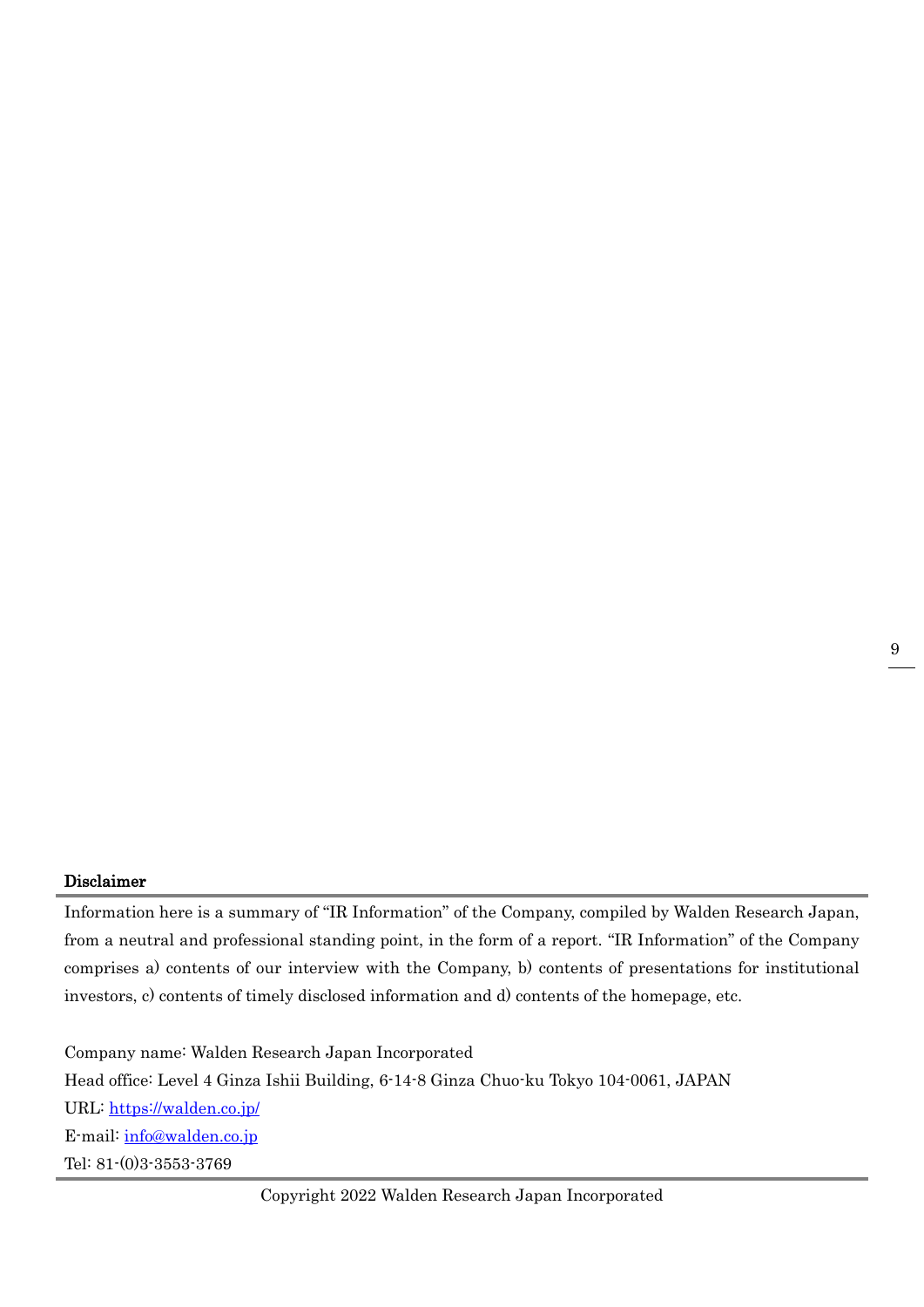**Disclaimer**

Information here is a summary of "IR Information" of the Company, compiled by Walden Research Japan, from a neutral and professional standing point, in the form of a report. "IR Information" of the Company comprises a) contents of our interview with the Company, b) contents of presentations for institutional investors, c) contents of timely disclosed information and d) contents of the homepage, etc.

Company name: Walden Research Japan Incorporated
Head office: Level 4 Ginza Ishii Building, 6-14-8 Ginza Chuo-ku Tokyo 104-0061, JAPAN
URL: https://walden.co.jp/
E-mail: info@walden.co.jp
Tel: 81-(0)3-3553-3769

Copyright 2022 Walden Research Japan Incorporated